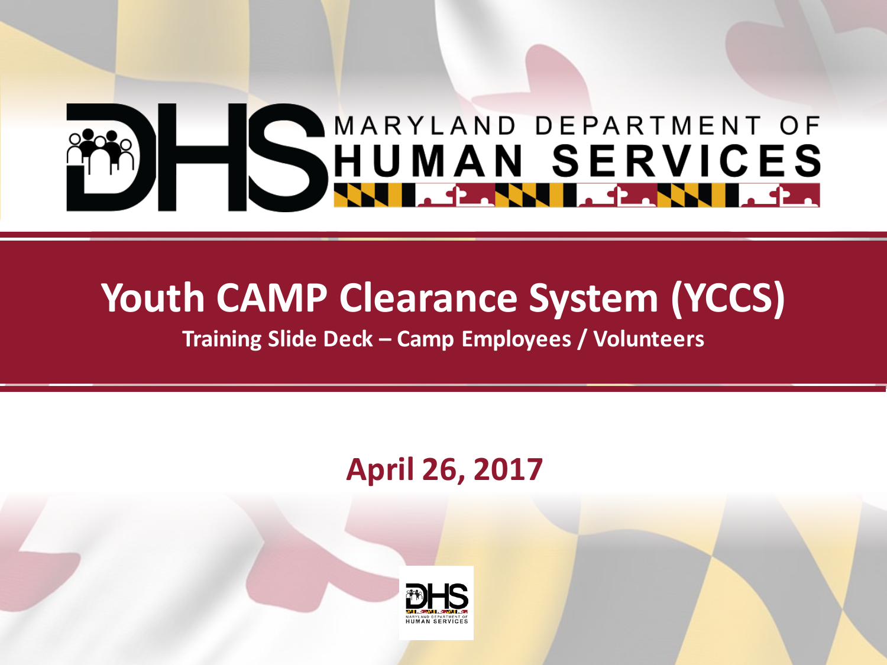MARYLAND DEPARTMENT OF HUMAN SERVICES

# Youth CAMP Clearance System (YCCS)

**Training Slide Deck – Camp Employees / Volunteers**

**April 26, 2017**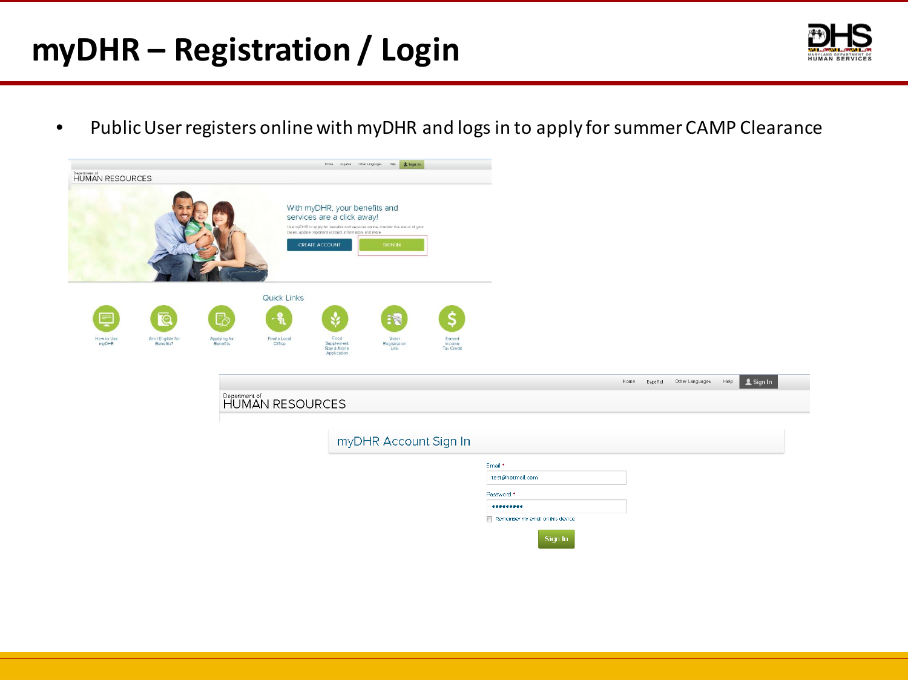# myDHR – Registration / Login

- Public User registers online with myDHR and logs in to apply for summer CAMP Clearance

Home Español Other Languages Help Sign In

Department of
HUMAN RESOURCES

With myDHR, your benefits and services are a click away!

Use myDHR to apply for benefits and services online, monitor the status of your cases, update important account information, and more.

CREATE ACCOUNT SIGN IN

Quick Links

How to Use myDHR | Am I Eligible for Benefits? | Applying for Benefits | Find a Local Office | Food Supplement Stand-Alone Application | Voter Registration Link | Earned Income Tax Credit

Home Español Other Languages Help Sign In

Department of
HUMAN RESOURCES

myDHR Account Sign In

Email *
test@hotmail.com

Password *
•••••••••

Remember my email on this device

Sign In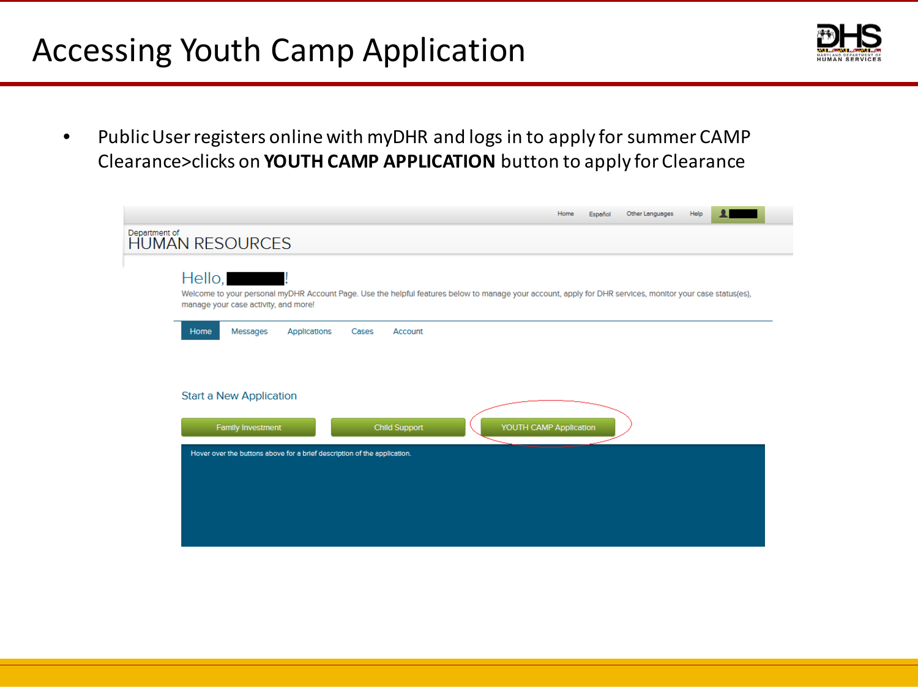# Accessing Youth Camp Application

- Public User registers online with myDHR and logs in to apply for summer CAMP Clearance>clicks on **YOUTH CAMP APPLICATION** button to apply for Clearance

Home Español Other Languages Help

Department of
HUMAN RESOURCES

Hello, !

Welcome to your personal myDHR Account Page. Use the helpful features below to manage your account, apply for DHR services, monitor your case status(es), manage your case activity, and more!

Home Messages Applications Cases Account

Start a New Application

Family Investment | Child Support | YOUTH CAMP Application

Hover over the buttons above for a brief description of the application.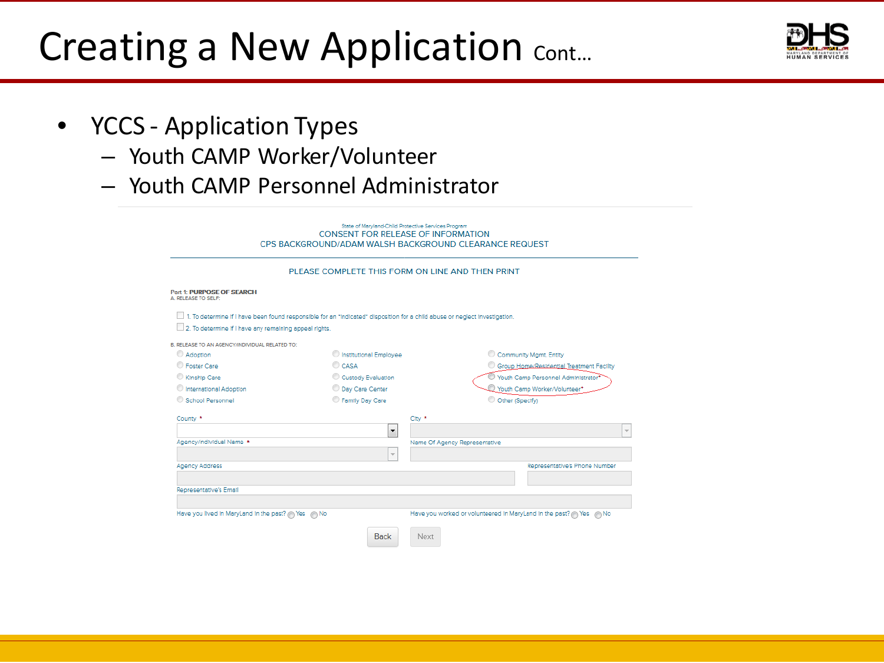# Creating a New Application Cont…

- YCCS - Application Types
  - Youth CAMP Worker/Volunteer
  - Youth CAMP Personnel Administrator

State of Maryland-Child Protective Services Program
CONSENT FOR RELEASE OF INFORMATION
CPS BACKGROUND/ADAM WALSH BACKGROUND CLEARANCE REQUEST

PLEASE COMPLETE THIS FORM ON LINE AND THEN PRINT

Part 1: **PURPOSE OF SEARCH**
A. RELEASE TO SELF:

- [ ] 1. To determine if I have been found responsible for an "indicated" disposition for a child abuse or neglect investigation.
- [ ] 2. To determine if I have any remaining appeal rights.

B. RELEASE TO AN AGENCY/INDIVIDUAL RELATED TO:

| | | |
|---|---|---|
| ○ Adoption | ○ Institutional Employee | ○ Community Mgmt. Entity |
| ○ Foster Care | ○ CASA | ○ Group Home/Residential Treatment Facility |
| ○ Kinship Care | ○ Custody Evaluation | ○ Youth Camp Personnel Administrator* |
| ○ International Adoption | ○ Day Care Center | ○ Youth Camp Worker/Volunteer* |
| ○ School Personnel | ○ Family Day Care | ○ Other (Specify) |

County *

City *

Agency/Individual Name *

Name Of Agency Representative

Agency Address

Representatives Phone Number

Representative's Email

Have you lived in MaryLand in the past? ○ Yes ○ No

Have you worked or volunteered in MaryLand in the past? ○ Yes ○ No

Back Next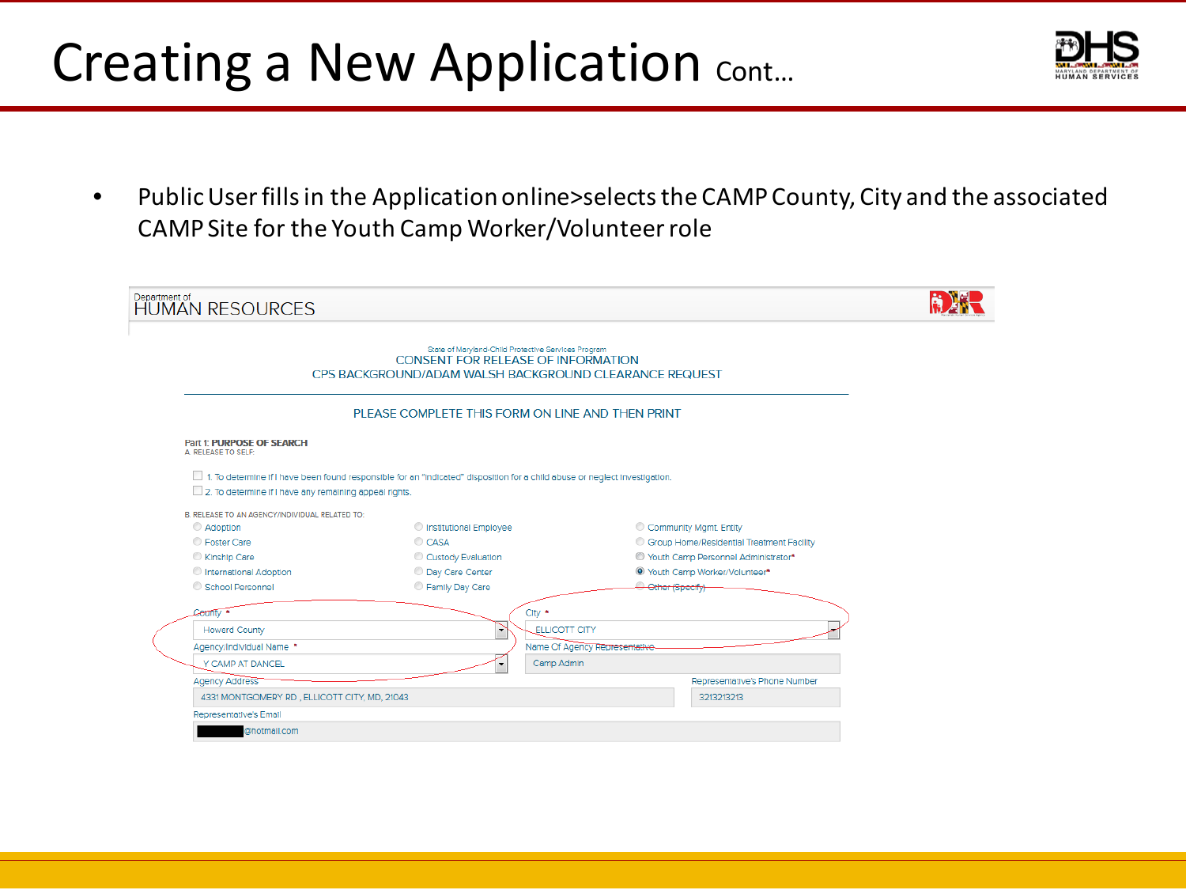# Creating a New Application Cont…

- Public User fills in the Application online>selects the CAMP County, City and the associated CAMP Site for the Youth Camp Worker/Volunteer role

Department of
HUMAN RESOURCES

State of Maryland-Child Protective Services Program
CONSENT FOR RELEASE OF INFORMATION
CPS BACKGROUND/ADAM WALSH BACKGROUND CLEARANCE REQUEST

PLEASE COMPLETE THIS FORM ON LINE AND THEN PRINT

Part 1: **PURPOSE OF SEARCH**
A. RELEASE TO SELF:

☐ 1. To determine if I have been found responsible for an "indicated" disposition for a child abuse or neglect investigation.
☐ 2. To determine if I have any remaining appeal rights.

B. RELEASE TO AN AGENCY/INDIVIDUAL RELATED TO:

| | | |
|---|---|---|
| ○ Adoption | ○ Institutional Employee | ○ Community Mgmt. Entity |
| ○ Foster Care | ○ CASA | ○ Group Home/Residential Treatment Facility |
| ○ Kinship Care | ○ Custody Evaluation | ○ Youth Camp Personnel Administrator* |
| ○ International Adoption | ○ Day Care Center | ◉ Youth Camp Worker/Volunteer* |
| ○ School Personnel | ○ Family Day Care | ○ Other (Specify) |

County *: Howard County
City *: ELLICOTT CITY
Agency/Individual Name *: Y CAMP AT DANCEL
Name Of Agency Representative: Camp Admin
Agency Address: 4331 MONTGOMERY RD , ELLICOTT CITY, MD, 21043
Representative's Phone Number: 3213213213
Representative's Email: ████@hotmail.com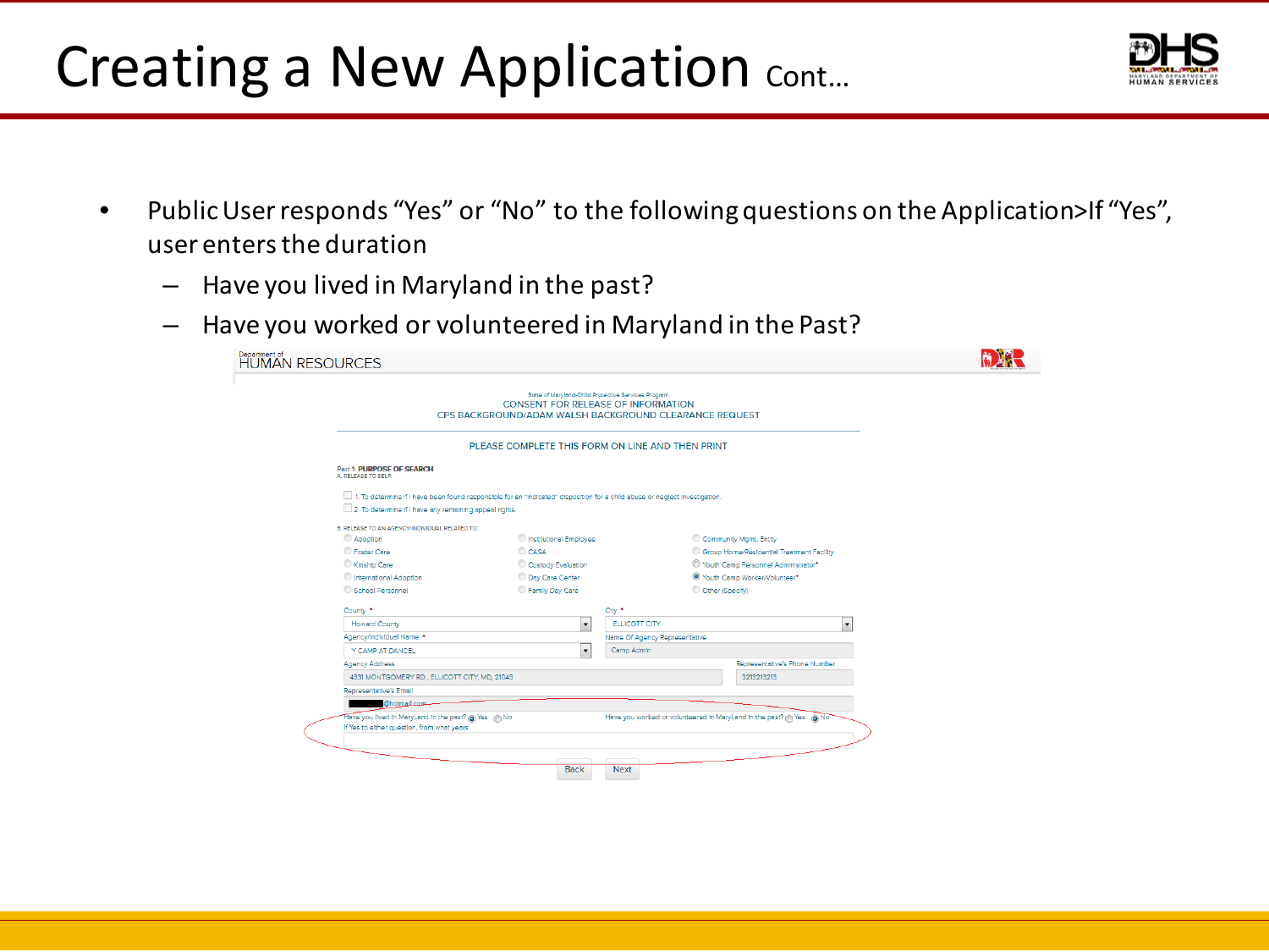# Creating a New Application Cont…

- Public User responds "Yes" or "No" to the following questions on the Application>If "Yes", user enters the duration
  - Have you lived in Maryland in the past?
  - Have you worked or volunteered in Maryland in the Past?

Department of HUMAN RESOURCES

State of Maryland-Child Protective Services Program
CONSENT FOR RELEASE OF INFORMATION
CPS BACKGROUND/ADAM WALSH BACKGROUND CLEARANCE REQUEST

PLEASE COMPLETE THIS FORM ON LINE AND THEN PRINT

Part 1: PURPOSE OF SEARCH
A. RELEASE TO SELF

- 1. To determine if I have been found responsible for an "indicated" disposition for a child abuse or neglect investigation.
- 2. To determine if I have any remaining appeal rights.

B. RELEASE TO AN AGENCY/INDIVIDUAL RELATED TO:

| | | |
|---|---|---|
| Adoption | Institutional Employee | Community Mgmt. Entity |
| Foster Care | CASA | Group Home/Residential Treatment Facility |
| Kinship Care | Custody Evaluation | Youth Camp Personnel Administrator* |
| International Adoption | Day Care Center | Youth Camp Worker/Volunteer* |
| School Personnel | Family Day Care | Other (Specify) |

County *: Howard County
City *: ELLICOTT CITY
Agency/Individual Name *: Y CAMP AT DANCEL
Name Of Agency Representative: Camp Admin
Agency Address: 4331 MONTGOMERY RD., ELLICOTT CITY, MD, 21043
Representative's Phone Number: 3213213213
Representative's Email: @hotmail.com

Have you lived in MaryLand in the past? Yes No
Have you worked or volunteered in MaryLand in the past? Yes No
If Yes to either question, from what years

Back Next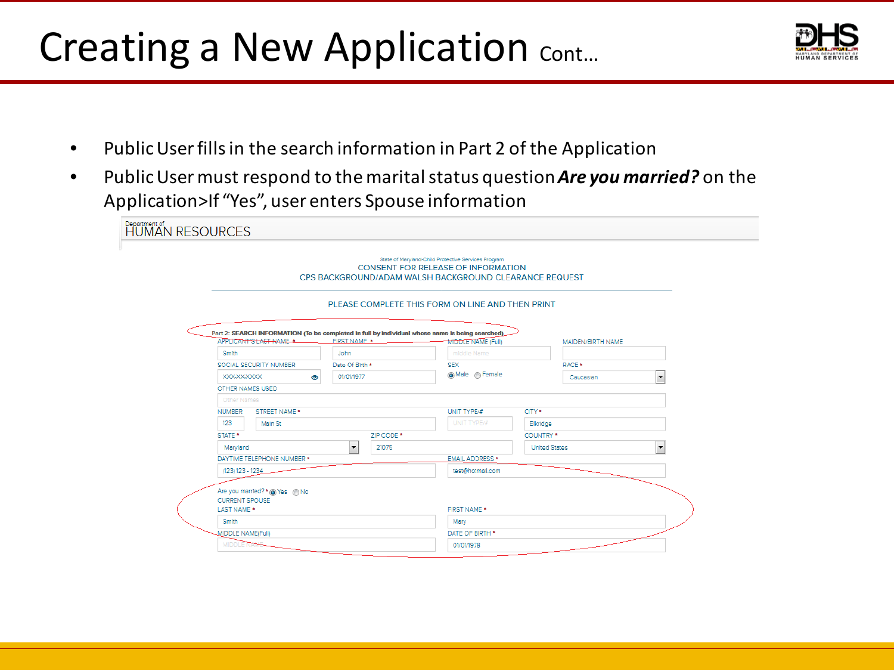# Creating a New Application Cont…

- Public User fills in the search information in Part 2 of the Application
- Public User must respond to the marital status question ***Are you married?*** on the Application>If "Yes", user enters Spouse information

Department of HUMAN RESOURCES

State of Maryland-Child Protective Services Program
CONSENT FOR RELEASE OF INFORMATION
CPS BACKGROUND/ADAM WALSH BACKGROUND CLEARANCE REQUEST

PLEASE COMPLETE THIS FORM ON LINE AND THEN PRINT

**Part 2: SEARCH INFORMATION (To be completed in full by individual whose name is being searched)**

| APPLICANT'S LAST NAME * | FIRST NAME * | MIDDLE NAME (Full) | MAIDEN/BIRTH NAME |
|---|---|---|---|
| Smith | John | Middle Name | |
| SOCIAL SECURITY NUMBER | Date Of Birth * | SEX | RACE * |
| XXX-XX-XXXX | 01/01/1977 | (•) Male ( ) Female | Caucasian |

OTHER NAMES USED: Other Names

| NUMBER | STREET NAME * | UNIT TYPE/# | CITY * |
|---|---|---|---|
| 123 | Main St | UNIT TYPE/# | Elkridge |

| STATE * | ZIP CODE * | COUNTRY * |
|---|---|---|
| Maryland | 21075 | United States |

| DAYTIME TELEPHONE NUMBER * | EMAIL ADDRESS * |
|---|---|
| (123) 123 - 1234 | test@hotmail.com |

Are you married? * (•) Yes ( ) No

CURRENT SPOUSE

| LAST NAME * | FIRST NAME * |
|---|---|
| Smith | Mary |
| MIDDLE NAME(Full) | DATE OF BIRTH * |
| MIDDLE NAME | 01/01/1978 |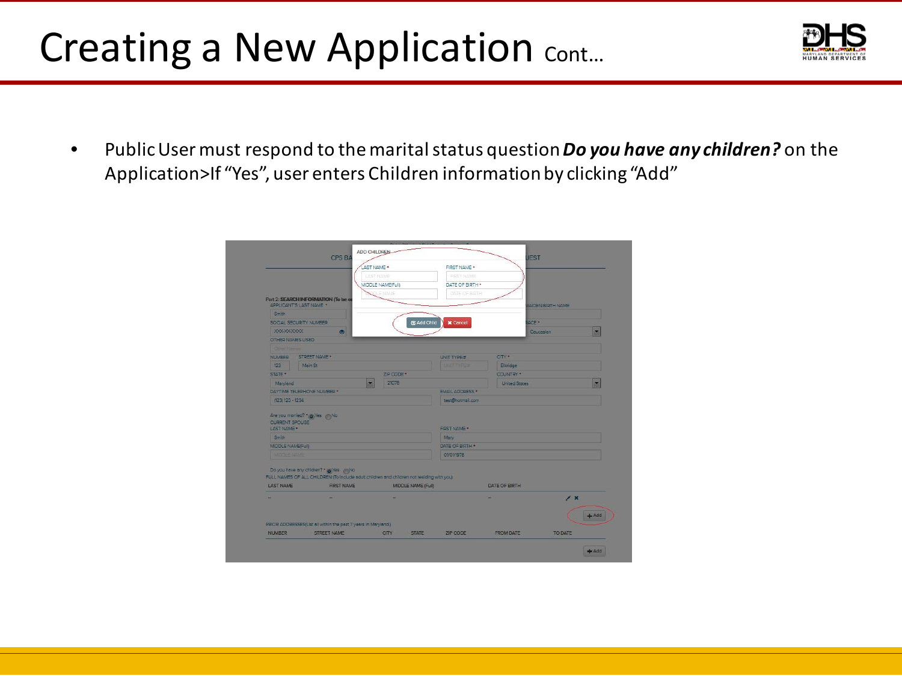# Creating a New Application Cont…

- Public User must respond to the marital status question ***Do you have any children?*** on the Application>If "Yes", user enters Children information by clicking "Add"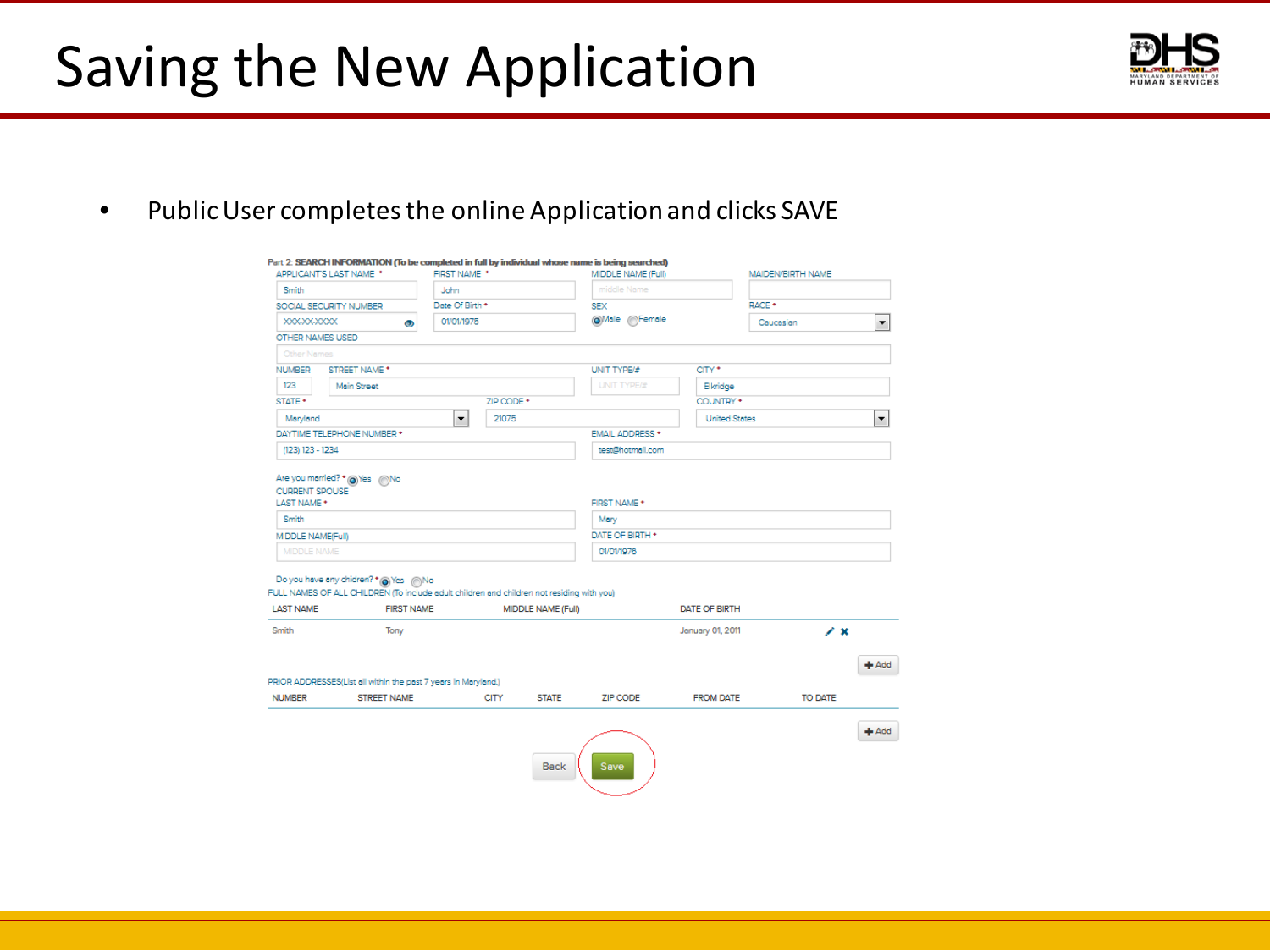# Saving the New Application

- Public User completes the online Application and clicks SAVE

Part 2: SEARCH INFORMATION (To be completed in full by individual whose name is being searched)

APPLICANT'S LAST NAME * Smith
FIRST NAME * John
MIDDLE NAME (Full) Middle Name
MAIDEN/BIRTH NAME

SOCIAL SECURITY NUMBER XXX-XX-XXXX
Date Of Birth * 01/01/1975
SEX Male Female
RACE * Caucasian

OTHER NAMES USED Other Names

NUMBER 123
STREET NAME * Main Street
UNIT TYPE/# UNIT TYPE/#
CITY * Elkridge

STATE * Maryland
ZIP CODE * 21075
COUNTRY * United States

DAYTIME TELEPHONE NUMBER * (123) 123 - 1234
EMAIL ADDRESS * test@hotmail.com

Are you married? * Yes No

CURRENT SPOUSE

LAST NAME * Smith
FIRST NAME * Mary
MIDDLE NAME(Full) MIDDLE NAME
DATE OF BIRTH * 01/01/1976

Do you have any children? * Yes No

FULL NAMES OF ALL CHILDREN (To include adult children and children not residing with you)

| LAST NAME | FIRST NAME | MIDDLE NAME (Full) | DATE OF BIRTH |
|---|---|---|---|
| Smith | Tony | | January 01, 2011 |

+ Add

PRIOR ADDRESSES(List all within the past 7 years in Maryland)

| NUMBER | STREET NAME | CITY | STATE | ZIP CODE | FROM DATE | TO DATE |
|---|---|---|---|---|---|---|

+ Add

Back Save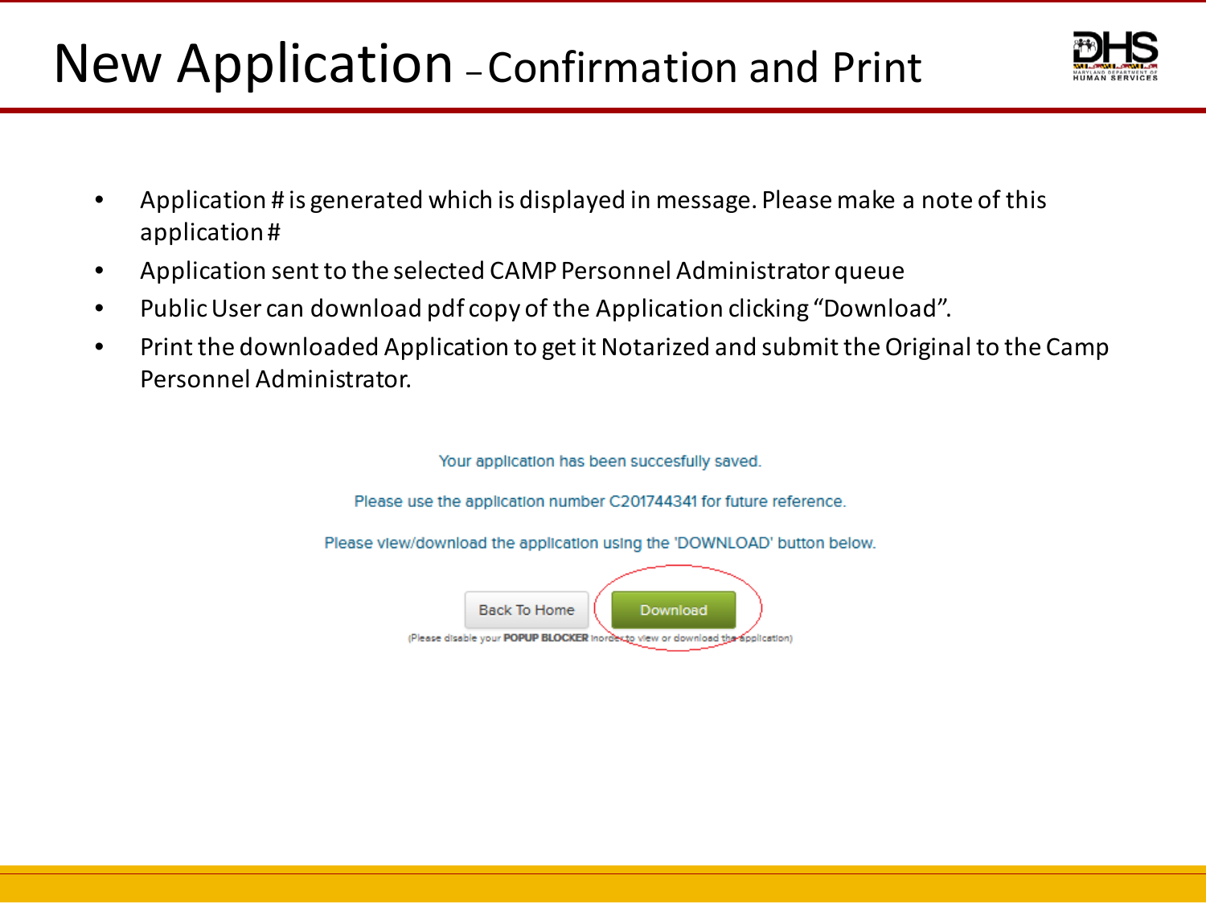# New Application – Confirmation and Print

- Application # is generated which is displayed in message. Please make a note of this application #
- Application sent to the selected CAMP Personnel Administrator queue
- Public User can download pdf copy of the Application clicking "Download".
- Print the downloaded Application to get it Notarized and submit the Original to the Camp Personnel Administrator.

Your application has been succesfully saved.

Please use the application number C201744341 for future reference.

Please view/download the application using the 'DOWNLOAD' button below.

Back To Home | Download

(Please disable your **POPUP BLOCKER** inorder to view or download the application)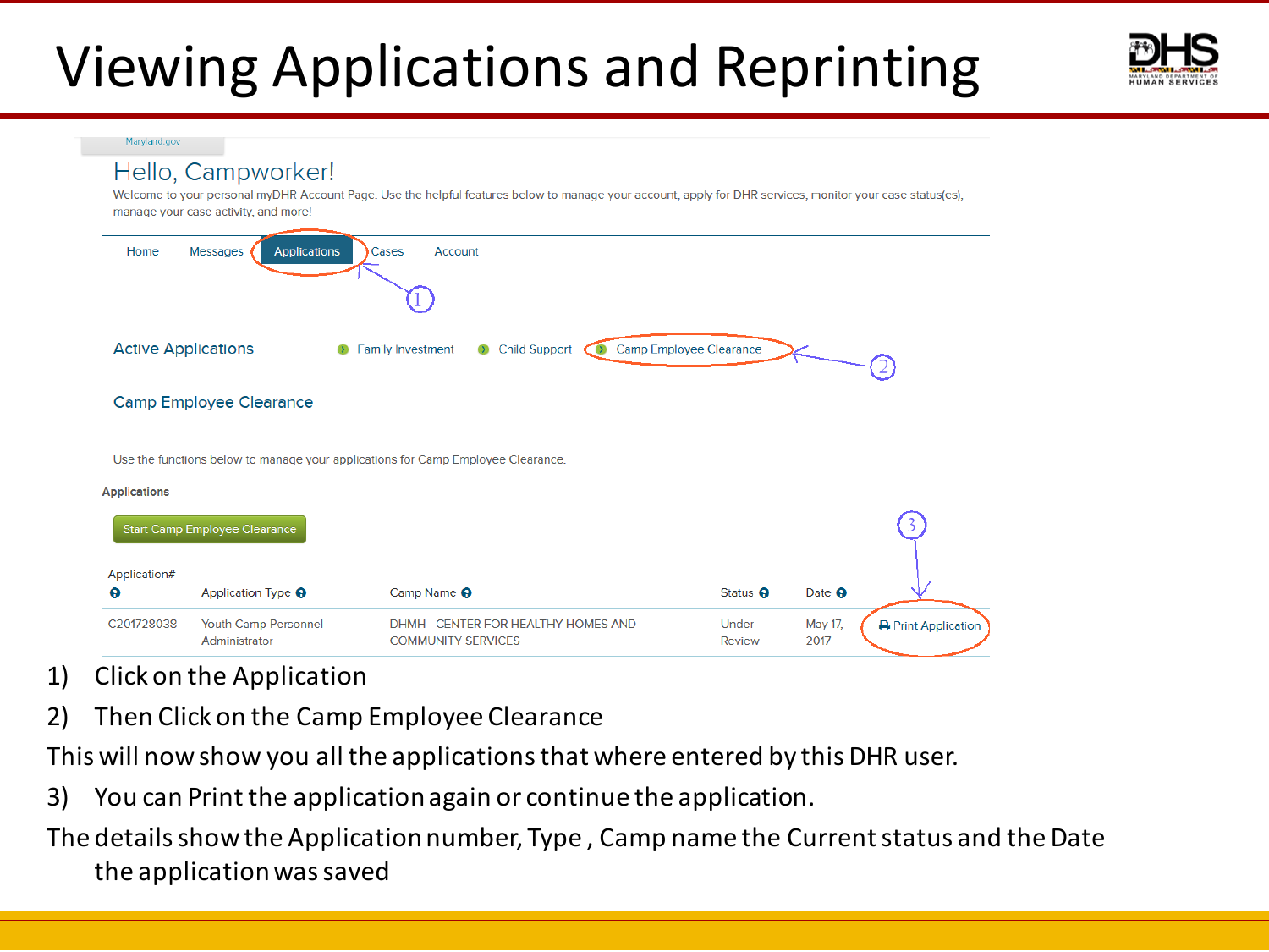# Viewing Applications and Reprinting

Maryland.gov

Hello, Campworker!

Welcome to your personal myDHR Account Page. Use the helpful features below to manage your account, apply for DHR services, monitor your case status(es), manage your case activity, and more!

Home Messages Applications Cases Account

1

Active Applications Family Investment Child Support Camp Employee Clearance

2

Camp Employee Clearance

Use the functions below to manage your applications for Camp Employee Clearance.

Applications

Start Camp Employee Clearance

3

| Application# | Application Type | Camp Name | Status | Date | |
|---|---|---|---|---|---|
| C201728038 | Youth Camp Personnel Administrator | DHMH - CENTER FOR HEALTHY HOMES AND COMMUNITY SERVICES | Under Review | May 17, 2017 | Print Application |

1) Click on the Application
2) Then Click on the Camp Employee Clearance

This will now show you all the applications that where entered by this DHR user.

3) You can Print the application again or continue the application.

The details show the Application number, Type , Camp name the Current status and the Date the application was saved